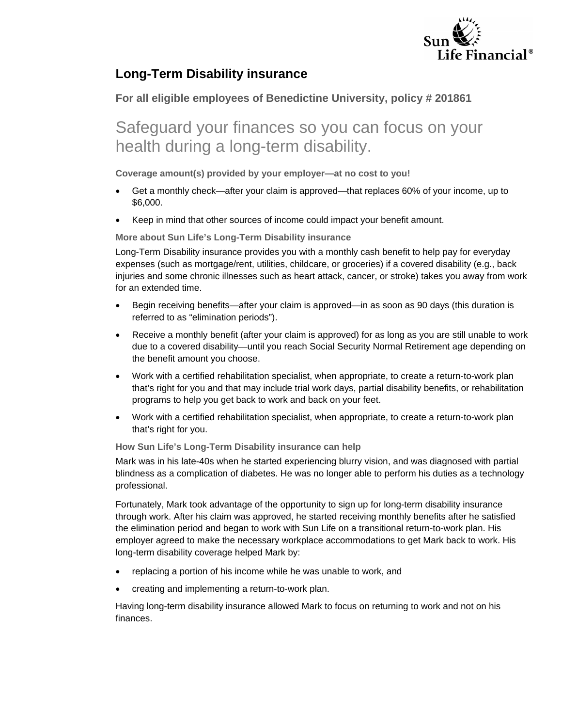# Long-Term Disability insurance

## For all eligible employees of Benedictine University, policy # 201861

## Safeguard your finances so you can focus on your health during a long-term disability.

**Coverage amount(s) provided by your employer—at no cost to you!**

- Get a monthly check—after your claim is approved—that replaces 60% of your income, up to $6,000.
- Keep in mind that other sources of income could impact your benefit amount.

### More about Sun Life's Long-Term Disability insurance

Long-Term Disability insurance provides you with a monthly cash benefit to help pay for everyday expenses (such as mortgage/rent, utilities, childcare, or groceries) if a covered disability (e.g., back injuries and some chronic illnesses such as heart attack, cancer, or stroke) takes you away from work for an extended time.

- Begin receiving benefits—after your claim is approved—in as soon as 90 days (this duration is referred to as "elimination periods").
- Receive a monthly benefit (after your claim is approved) for as long as you are still unable to work due to a covered disability—until you reach Social Security Normal Retirement age depending on the benefit amount you choose.
- Work with a certified rehabilitation specialist, when appropriate, to create a return-to-work plan that's right for you and that may include trial work days, partial disability benefits, or rehabilitation programs to help you get back to work and back on your feet.
- Work with a certified rehabilitation specialist, when appropriate, to create a return-to-work plan that's right for you.

### How Sun Life's Long-Term Disability insurance can help

Mark was in his late-40s when he started experiencing blurry vision, and was diagnosed with partial blindness as a complication of diabetes. He was no longer able to perform his duties as a technology professional.

Fortunately, Mark took advantage of the opportunity to sign up for long-term disability insurance through work. After his claim was approved, he started receiving monthly benefits after he satisfied the elimination period and began to work with Sun Life on a transitional return-to-work plan. His employer agreed to make the necessary workplace accommodations to get Mark back to work. His long-term disability coverage helped Mark by:

- replacing a portion of his income while he was unable to work, and
- creating and implementing a return-to-work plan.

Having long-term disability insurance allowed Mark to focus on returning to work and not on his finances.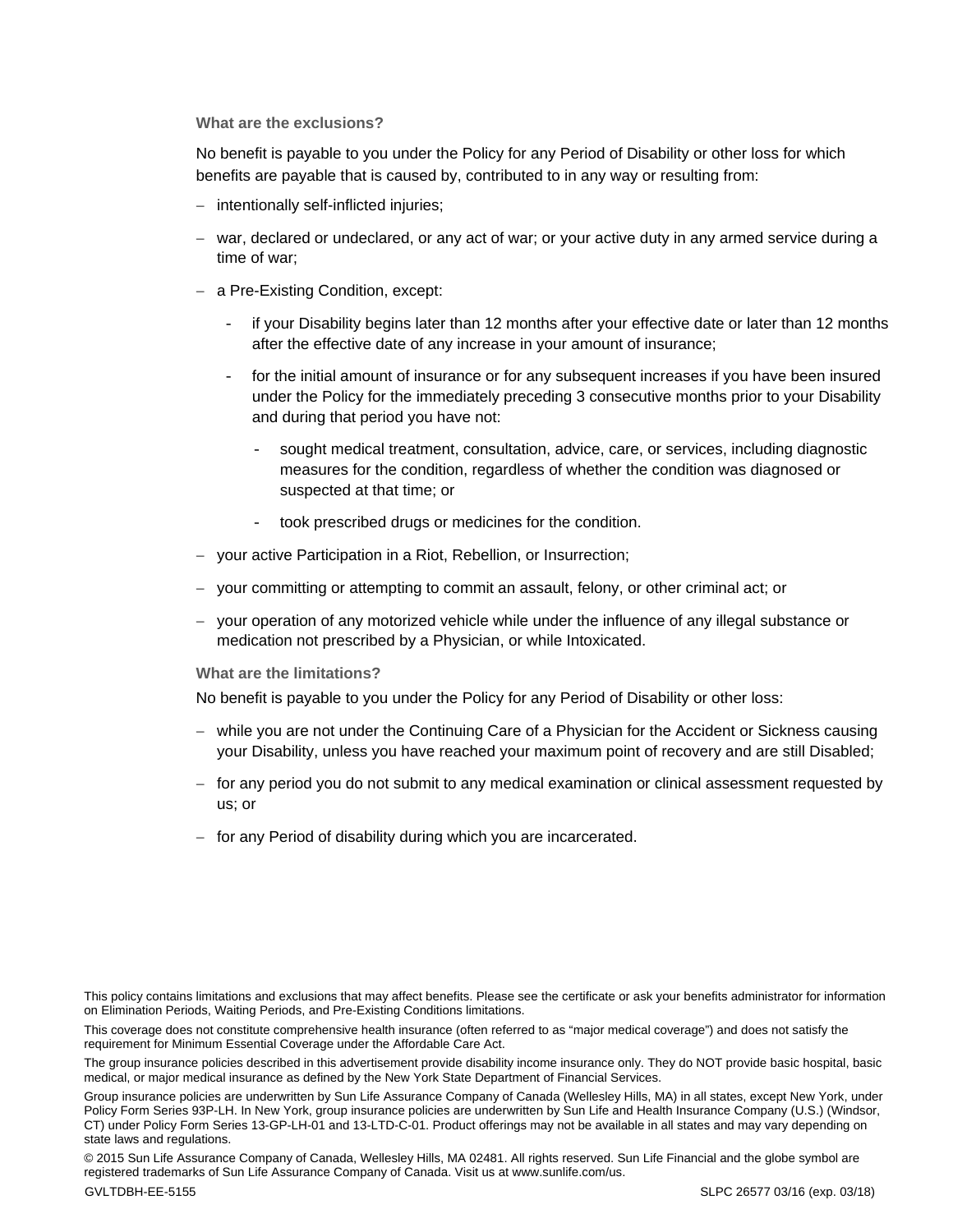### What are the exclusions?

No benefit is payable to you under the Policy for any Period of Disability or other loss for which benefits are payable that is caused by, contributed to in any way or resulting from:

- intentionally self-inflicted injuries;
- war, declared or undeclared, or any act of war; or your active duty in any armed service during a time of war;
- a Pre-Existing Condition, except:
  - if your Disability begins later than 12 months after your effective date or later than 12 months after the effective date of any increase in your amount of insurance;
  - for the initial amount of insurance or for any subsequent increases if you have been insured under the Policy for the immediately preceding 3 consecutive months prior to your Disability and during that period you have not:
    - sought medical treatment, consultation, advice, care, or services, including diagnostic measures for the condition, regardless of whether the condition was diagnosed or suspected at that time; or
    - took prescribed drugs or medicines for the condition.
- your active Participation in a Riot, Rebellion, or Insurrection;
- your committing or attempting to commit an assault, felony, or other criminal act; or
- your operation of any motorized vehicle while under the influence of any illegal substance or medication not prescribed by a Physician, or while Intoxicated.

### What are the limitations?

No benefit is payable to you under the Policy for any Period of Disability or other loss:

- while you are not under the Continuing Care of a Physician for the Accident or Sickness causing your Disability, unless you have reached your maximum point of recovery and are still Disabled;
- for any period you do not submit to any medical examination or clinical assessment requested by us; or
- for any Period of disability during which you are incarcerated.

This policy contains limitations and exclusions that may affect benefits. Please see the certificate or ask your benefits administrator for information on Elimination Periods, Waiting Periods, and Pre-Existing Conditions limitations.

This coverage does not constitute comprehensive health insurance (often referred to as "major medical coverage") and does not satisfy the requirement for Minimum Essential Coverage under the Affordable Care Act.

The group insurance policies described in this advertisement provide disability income insurance only. They do NOT provide basic hospital, basic medical, or major medical insurance as defined by the New York State Department of Financial Services.

Group insurance policies are underwritten by Sun Life Assurance Company of Canada (Wellesley Hills, MA) in all states, except New York, under Policy Form Series 93P-LH. In New York, group insurance policies are underwritten by Sun Life and Health Insurance Company (U.S.) (Windsor, CT) under Policy Form Series 13-GP-LH-01 and 13-LTD-C-01. Product offerings may not be available in all states and may vary depending on state laws and regulations.

© 2015 Sun Life Assurance Company of Canada, Wellesley Hills, MA 02481. All rights reserved. Sun Life Financial and the globe symbol are registered trademarks of Sun Life Assurance Company of Canada. Visit us at www.sunlife.com/us.

GVLTDBH-EE-5155 SLPC 26577 03/16 (exp. 03/18)